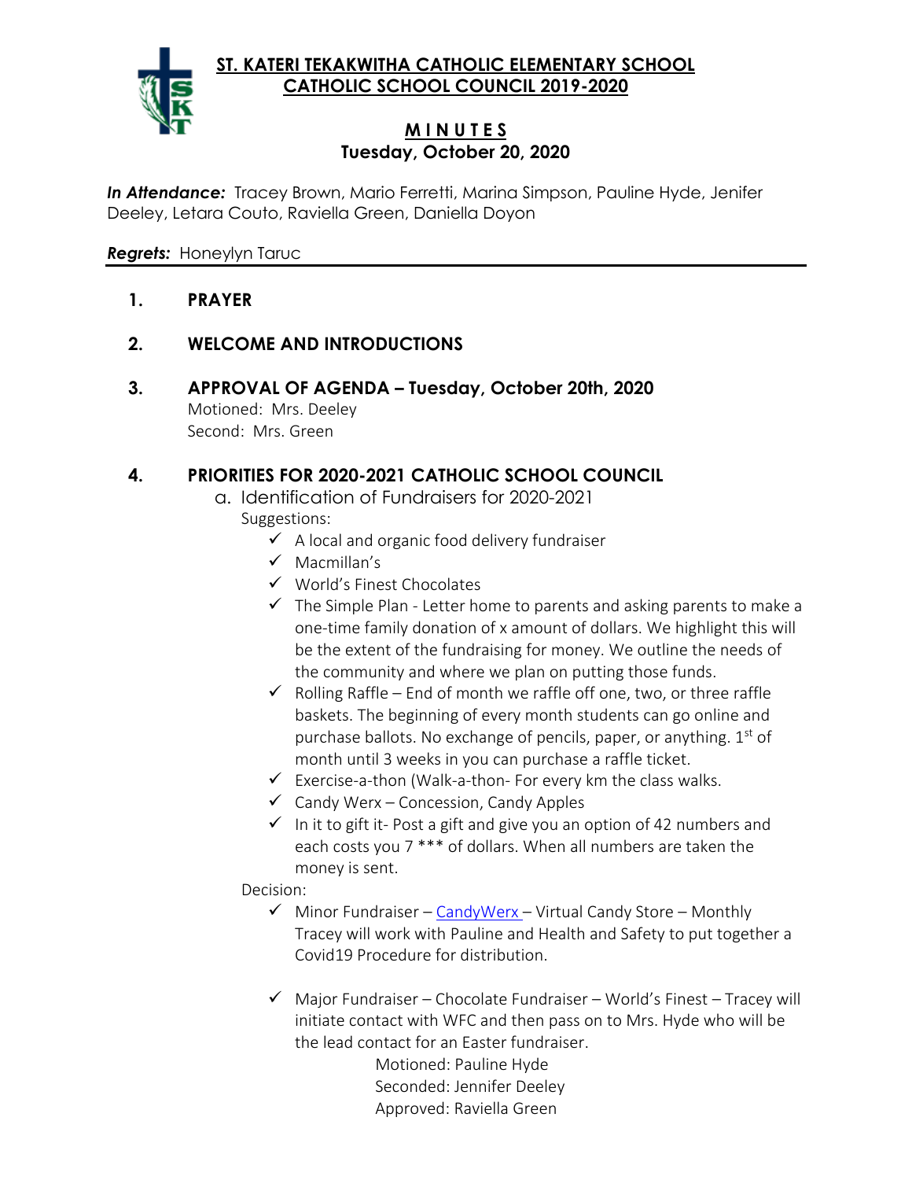# ST. KATERI TEKAKWITHA CATHOLIC ELEMENTARY SCHOOL
## CATHOLIC SCHOOL COUNCIL 2019-2020

### M I N U T E S
### Tuesday, October 20, 2020

***In Attendance:*** Tracey Brown, Mario Ferretti, Marina Simpson, Pauline Hyde, Jenifer Deeley, Letara Couto, Raviella Green, Daniella Doyon

***Regrets:*** Honeylyn Taruc

---

1. **PRAYER**

2. **WELCOME AND INTRODUCTIONS**

3. **APPROVAL OF AGENDA – Tuesday, October 20th, 2020**
   Motioned: Mrs. Deeley
   Second: Mrs. Green

4. **PRIORITIES FOR 2020-2021 CATHOLIC SCHOOL COUNCIL**
   a. Identification of Fundraisers for 2020-2021
      Suggestions:
      - ✓ A local and organic food delivery fundraiser
      - ✓ Macmillan's
      - ✓ World's Finest Chocolates
      - ✓ The Simple Plan - Letter home to parents and asking parents to make a one-time family donation of x amount of dollars. We highlight this will be the extent of the fundraising for money. We outline the needs of the community and where we plan on putting those funds.
      - ✓ Rolling Raffle – End of month we raffle off one, two, or three raffle baskets. The beginning of every month students can go online and purchase ballots. No exchange of pencils, paper, or anything. 1st of month until 3 weeks in you can purchase a raffle ticket.
      - ✓ Exercise-a-thon (Walk-a-thon- For every km the class walks.
      - ✓ Candy Werx – Concession, Candy Apples
      - ✓ In it to gift it- Post a gift and give you an option of 42 numbers and each costs you 7 *** of dollars. When all numbers are taken the money is sent.

      Decision:
      - ✓ Minor Fundraiser – CandyWerx – Virtual Candy Store – Monthly Tracey will work with Pauline and Health and Safety to put together a Covid19 Procedure for distribution.

      - ✓ Major Fundraiser – Chocolate Fundraiser – World's Finest – Tracey will initiate contact with WFC and then pass on to Mrs. Hyde who will be the lead contact for an Easter fundraiser.
        Motioned: Pauline Hyde
        Seconded: Jennifer Deeley
        Approved: Raviella Green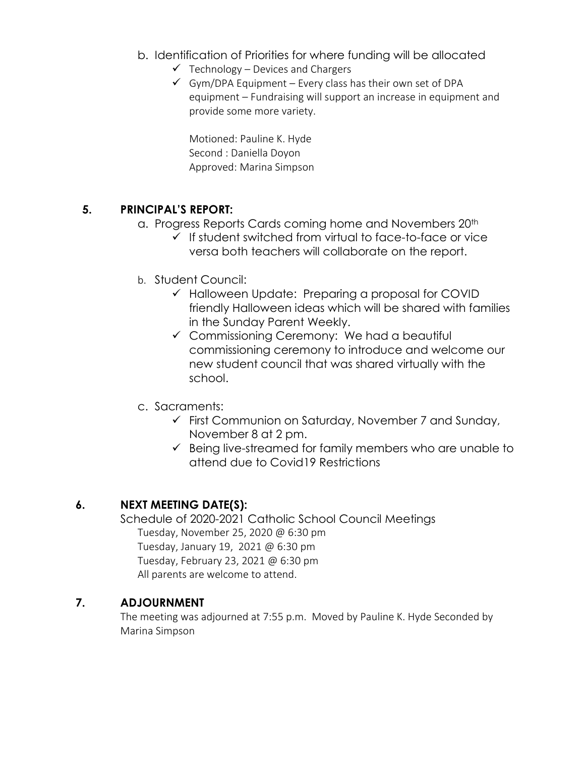b. Identification of Priorities for where funding will be allocated
   - ✓ Technology – Devices and Chargers
   - ✓ Gym/DPA Equipment – Every class has their own set of DPA equipment – Fundraising will support an increase in equipment and provide some more variety.

     Motioned: Pauline K. Hyde
     Second : Daniella Doyon
     Approved: Marina Simpson

## 5. PRINCIPAL'S REPORT:

a. Progress Reports Cards coming home and Novembers 20th
   - ✓ If student switched from virtual to face-to-face or vice versa both teachers will collaborate on the report.

b. Student Council:
   - ✓ Halloween Update: Preparing a proposal for COVID friendly Halloween ideas which will be shared with families in the Sunday Parent Weekly.
   - ✓ Commissioning Ceremony: We had a beautiful commissioning ceremony to introduce and welcome our new student council that was shared virtually with the school.

c. Sacraments:
   - ✓ First Communion on Saturday, November 7 and Sunday, November 8 at 2 pm.
   - ✓ Being live-streamed for family members who are unable to attend due to Covid19 Restrictions

## 6. NEXT MEETING DATE(S):

Schedule of 2020-2021 Catholic School Council Meetings

Tuesday, November 25, 2020 @ 6:30 pm
Tuesday, January 19, 2021 @ 6:30 pm
Tuesday, February 23, 2021 @ 6:30 pm
All parents are welcome to attend.

## 7. ADJOURNMENT

The meeting was adjourned at 7:55 p.m. Moved by Pauline K. Hyde Seconded by Marina Simpson